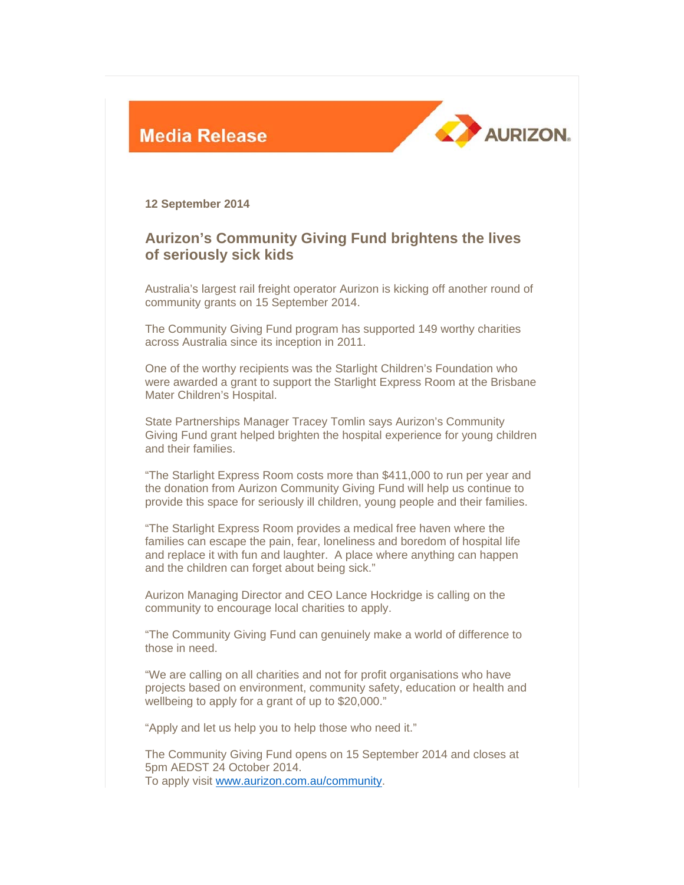**Media Release**

AURIZON

**12 September 2014**

## Aurizon's Community Giving Fund brightens the lives of seriously sick kids

Australia's largest rail freight operator Aurizon is kicking off another round of community grants on 15 September 2014.

The Community Giving Fund program has supported 149 worthy charities across Australia since its inception in 2011.

One of the worthy recipients was the Starlight Children's Foundation who were awarded a grant to support the Starlight Express Room at the Brisbane Mater Children's Hospital.

State Partnerships Manager Tracey Tomlin says Aurizon's Community Giving Fund grant helped brighten the hospital experience for young children and their families.

"The Starlight Express Room costs more than $411,000 to run per year and the donation from Aurizon Community Giving Fund will help us continue to provide this space for seriously ill children, young people and their families.

"The Starlight Express Room provides a medical free haven where the families can escape the pain, fear, loneliness and boredom of hospital life and replace it with fun and laughter.  A place where anything can happen and the children can forget about being sick."

Aurizon Managing Director and CEO Lance Hockridge is calling on the community to encourage local charities to apply.

"The Community Giving Fund can genuinely make a world of difference to those in need.

"We are calling on all charities and not for profit organisations who have projects based on environment, community safety, education or health and wellbeing to apply for a grant of up to $20,000."

"Apply and let us help you to help those who need it."

The Community Giving Fund opens on 15 September 2014 and closes at 5pm AEDST 24 October 2014.
To apply visit www.aurizon.com.au/community.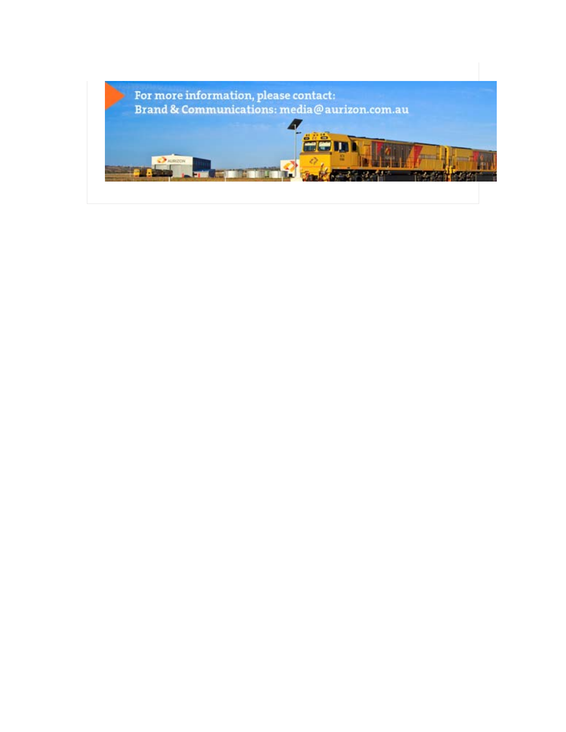For more information, please contact:
Brand & Communications: media@aurizon.com.au